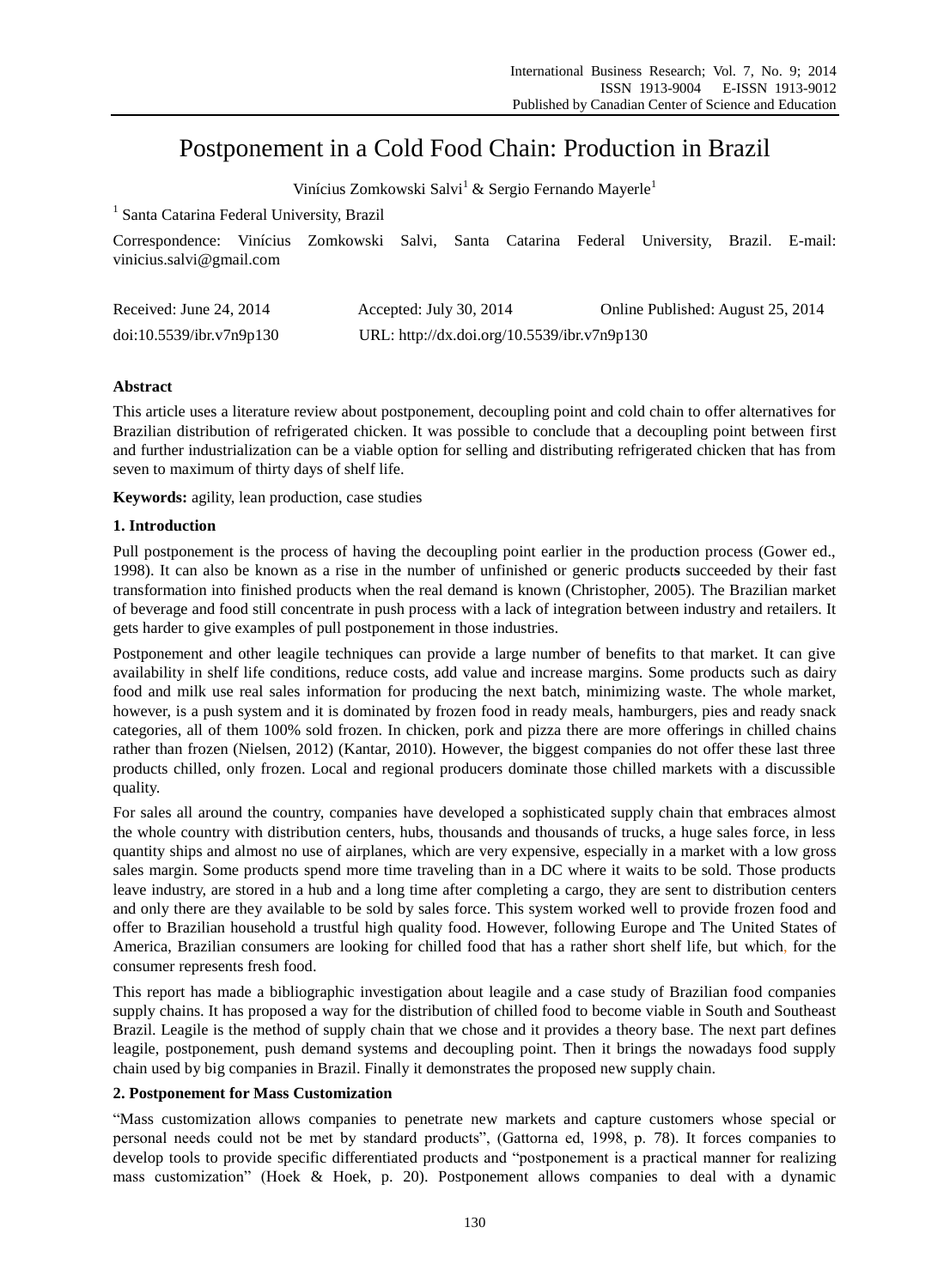# Postponement in a Cold Food Chain: Production in Brazil

Vinícius Zomkowski Salvi[1] & Sergio Fernando Mayerle[1]

[1] Santa Catarina Federal University, Brazil

Correspondence: Vinícius Zomkowski Salvi, Santa Catarina Federal University, Brazil. E-mail: vinicius.salvi@gmail.com

Received: June 24, 2014    Accepted: July 30, 2014    Online Published: August 25, 2014

doi:10.5539/ibr.v7n9p130    URL: http://dx.doi.org/10.5539/ibr.v7n9p130

**Abstract**

This article uses a literature review about postponement, decoupling point and cold chain to offer alternatives for Brazilian distribution of refrigerated chicken. It was possible to conclude that a decoupling point between first and further industrialization can be a viable option for selling and distributing refrigerated chicken that has from seven to maximum of thirty days of shelf life.

**Keywords:** agility, lean production, case studies

## 1. Introduction

Pull postponement is the process of having the decoupling point earlier in the production process (Gower ed., 1998). It can also be known as a rise in the number of unfinished or generic product**s** succeeded by their fast transformation into finished products when the real demand is known (Christopher, 2005). The Brazilian market of beverage and food still concentrate in push process with a lack of integration between industry and retailers. It gets harder to give examples of pull postponement in those industries.

Postponement and other leagile techniques can provide a large number of benefits to that market. It can give availability in shelf life conditions, reduce costs, add value and increase margins. Some products such as dairy food and milk use real sales information for producing the next batch, minimizing waste. The whole market, however, is a push system and it is dominated by frozen food in ready meals, hamburgers, pies and ready snack categories, all of them 100% sold frozen. In chicken, pork and pizza there are more offerings in chilled chains rather than frozen (Nielsen, 2012) (Kantar, 2010). However, the biggest companies do not offer these last three products chilled, only frozen. Local and regional producers dominate those chilled markets with a discussible quality.

For sales all around the country, companies have developed a sophisticated supply chain that embraces almost the whole country with distribution centers, hubs, thousands and thousands of trucks, a huge sales force, in less quantity ships and almost no use of airplanes, which are very expensive, especially in a market with a low gross sales margin. Some products spend more time traveling than in a DC where it waits to be sold. Those products leave industry, are stored in a hub and a long time after completing a cargo, they are sent to distribution centers and only there are they available to be sold by sales force. This system worked well to provide frozen food and offer to Brazilian household a trustful high quality food. However, following Europe and The United States of America, Brazilian consumers are looking for chilled food that has a rather short shelf life, but which, for the consumer represents fresh food.

This report has made a bibliographic investigation about leagile and a case study of Brazilian food companies supply chains. It has proposed a way for the distribution of chilled food to become viable in South and Southeast Brazil. Leagile is the method of supply chain that we chose and it provides a theory base. The next part defines leagile, postponement, push demand systems and decoupling point. Then it brings the nowadays food supply chain used by big companies in Brazil. Finally it demonstrates the proposed new supply chain.

## 2. Postponement for Mass Customization

"Mass customization allows companies to penetrate new markets and capture customers whose special or personal needs could not be met by standard products", (Gattorna ed, 1998, p. 78). It forces companies to develop tools to provide specific differentiated products and "postponement is a practical manner for realizing mass customization" (Hoek & Hoek, p. 20). Postponement allows companies to deal with a dynamic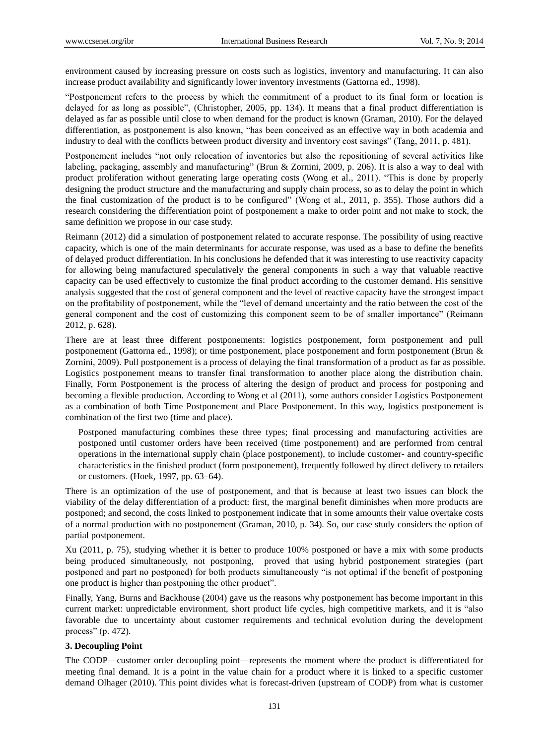environment caused by increasing pressure on costs such as logistics, inventory and manufacturing. It can also increase product availability and significantly lower inventory investments (Gattorna ed., 1998).

"Postponement refers to the process by which the commitment of a product to its final form or location is delayed for as long as possible", (Christopher, 2005, pp. 134). It means that a final product differentiation is delayed as far as possible until close to when demand for the product is known (Graman, 2010). For the delayed differentiation, as postponement is also known, "has been conceived as an effective way in both academia and industry to deal with the conflicts between product diversity and inventory cost savings" (Tang, 2011, p. 481).

Postponement includes "not only relocation of inventories but also the repositioning of several activities like labeling, packaging, assembly and manufacturing" (Brun & Zornini, 2009, p. 206). It is also a way to deal with product proliferation without generating large operating costs (Wong et al., 2011). "This is done by properly designing the product structure and the manufacturing and supply chain process, so as to delay the point in which the final customization of the product is to be configured" (Wong et al., 2011, p. 355). Those authors did a research considering the differentiation point of postponement a make to order point and not make to stock, the same definition we propose in our case study.

Reimann (2012) did a simulation of postponement related to accurate response. The possibility of using reactive capacity, which is one of the main determinants for accurate response, was used as a base to define the benefits of delayed product differentiation. In his conclusions he defended that it was interesting to use reactivity capacity for allowing being manufactured speculatively the general components in such a way that valuable reactive capacity can be used effectively to customize the final product according to the customer demand. His sensitive analysis suggested that the cost of general component and the level of reactive capacity have the strongest impact on the profitability of postponement, while the "level of demand uncertainty and the ratio between the cost of the general component and the cost of customizing this component seem to be of smaller importance" (Reimann 2012, p. 628).

There are at least three different postponements: logistics postponement, form postponement and pull postponement (Gattorna ed., 1998); or time postponement, place postponement and form postponement (Brun & Zornini, 2009). Pull postponement is a process of delaying the final transformation of a product as far as possible. Logistics postponement means to transfer final transformation to another place along the distribution chain. Finally, Form Postponement is the process of altering the design of product and process for postponing and becoming a flexible production. According to Wong et al (2011), some authors consider Logistics Postponement as a combination of both Time Postponement and Place Postponement. In this way, logistics postponement is combination of the first two (time and place).

> Postponed manufacturing combines these three types; final processing and manufacturing activities are postponed until customer orders have been received (time postponement) and are performed from central operations in the international supply chain (place postponement), to include customer- and country-specific characteristics in the finished product (form postponement), frequently followed by direct delivery to retailers or customers. (Hoek, 1997, pp. 63–64).

There is an optimization of the use of postponement, and that is because at least two issues can block the viability of the delay differentiation of a product: first, the marginal benefit diminishes when more products are postponed; and second, the costs linked to postponement indicate that in some amounts their value overtake costs of a normal production with no postponement (Graman, 2010, p. 34). So, our case study considers the option of partial postponement.

Xu (2011, p. 75), studying whether it is better to produce 100% postponed or have a mix with some products being produced simultaneously, not postponing, proved that using hybrid postponement strategies (part postponed and part no postponed) for both products simultaneously "is not optimal if the benefit of postponing one product is higher than postponing the other product".

Finally, Yang, Burns and Backhouse (2004) gave us the reasons why postponement has become important in this current market: unpredictable environment, short product life cycles, high competitive markets, and it is "also favorable due to uncertainty about customer requirements and technical evolution during the development process" (p. 472).

### 3. Decoupling Point

The CODP—customer order decoupling point—represents the moment where the product is differentiated for meeting final demand. It is a point in the value chain for a product where it is linked to a specific customer demand Olhager (2010). This point divides what is forecast-driven (upstream of CODP) from what is customer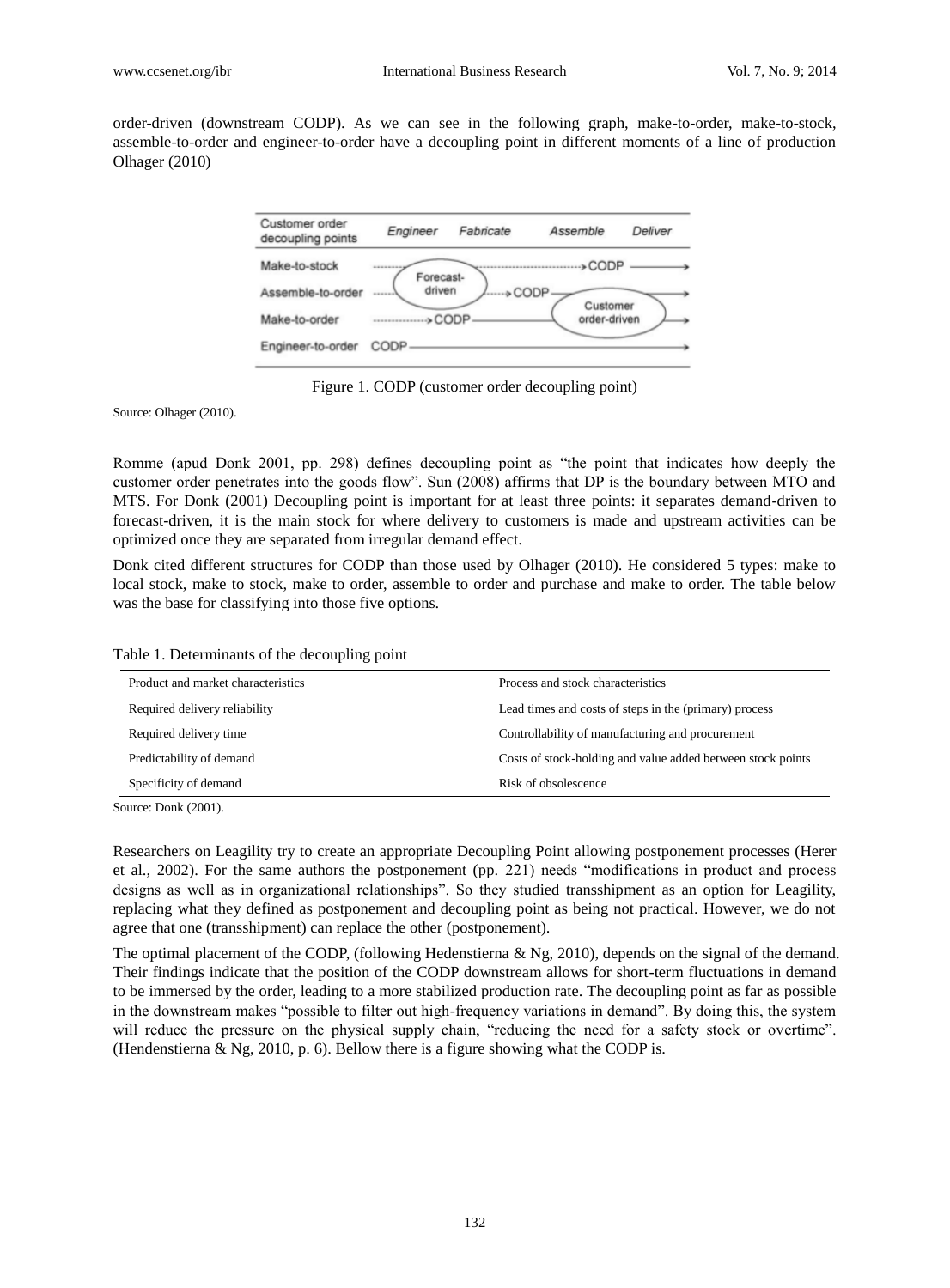order-driven (downstream CODP). As we can see in the following graph, make-to-order, make-to-stock, assemble-to-order and engineer-to-order have a decoupling point in different moments of a line of production Olhager (2010)

Figure 1. CODP (customer order decoupling point)

Source: Olhager (2010).

Romme (apud Donk 2001, pp. 298) defines decoupling point as "the point that indicates how deeply the customer order penetrates into the goods flow". Sun (2008) affirms that DP is the boundary between MTO and MTS. For Donk (2001) Decoupling point is important for at least three points: it separates demand-driven to forecast-driven, it is the main stock for where delivery to customers is made and upstream activities can be optimized once they are separated from irregular demand effect.

Donk cited different structures for CODP than those used by Olhager (2010). He considered 5 types: make to local stock, make to stock, make to order, assemble to order and purchase and make to order. The table below was the base for classifying into those five options.

Table 1. Determinants of the decoupling point

| Product and market characteristics | Process and stock characteristics |
| --- | --- |
| Required delivery reliability | Lead times and costs of steps in the (primary) process |
| Required delivery time | Controllability of manufacturing and procurement |
| Predictability of demand | Costs of stock-holding and value added between stock points |
| Specificity of demand | Risk of obsolescence |

Source: Donk (2001).

Researchers on Leagility try to create an appropriate Decoupling Point allowing postponement processes (Herer et al., 2002). For the same authors the postponement (pp. 221) needs "modifications in product and process designs as well as in organizational relationships". So they studied transshipment as an option for Leagility, replacing what they defined as postponement and decoupling point as being not practical. However, we do not agree that one (transshipment) can replace the other (postponement).

The optimal placement of the CODP, (following Hedenstierna & Ng, 2010), depends on the signal of the demand. Their findings indicate that the position of the CODP downstream allows for short-term fluctuations in demand to be immersed by the order, leading to a more stabilized production rate. The decoupling point as far as possible in the downstream makes "possible to filter out high-frequency variations in demand". By doing this, the system will reduce the pressure on the physical supply chain, "reducing the need for a safety stock or overtime". (Hendenstierna & Ng, 2010, p. 6). Bellow there is a figure showing what the CODP is.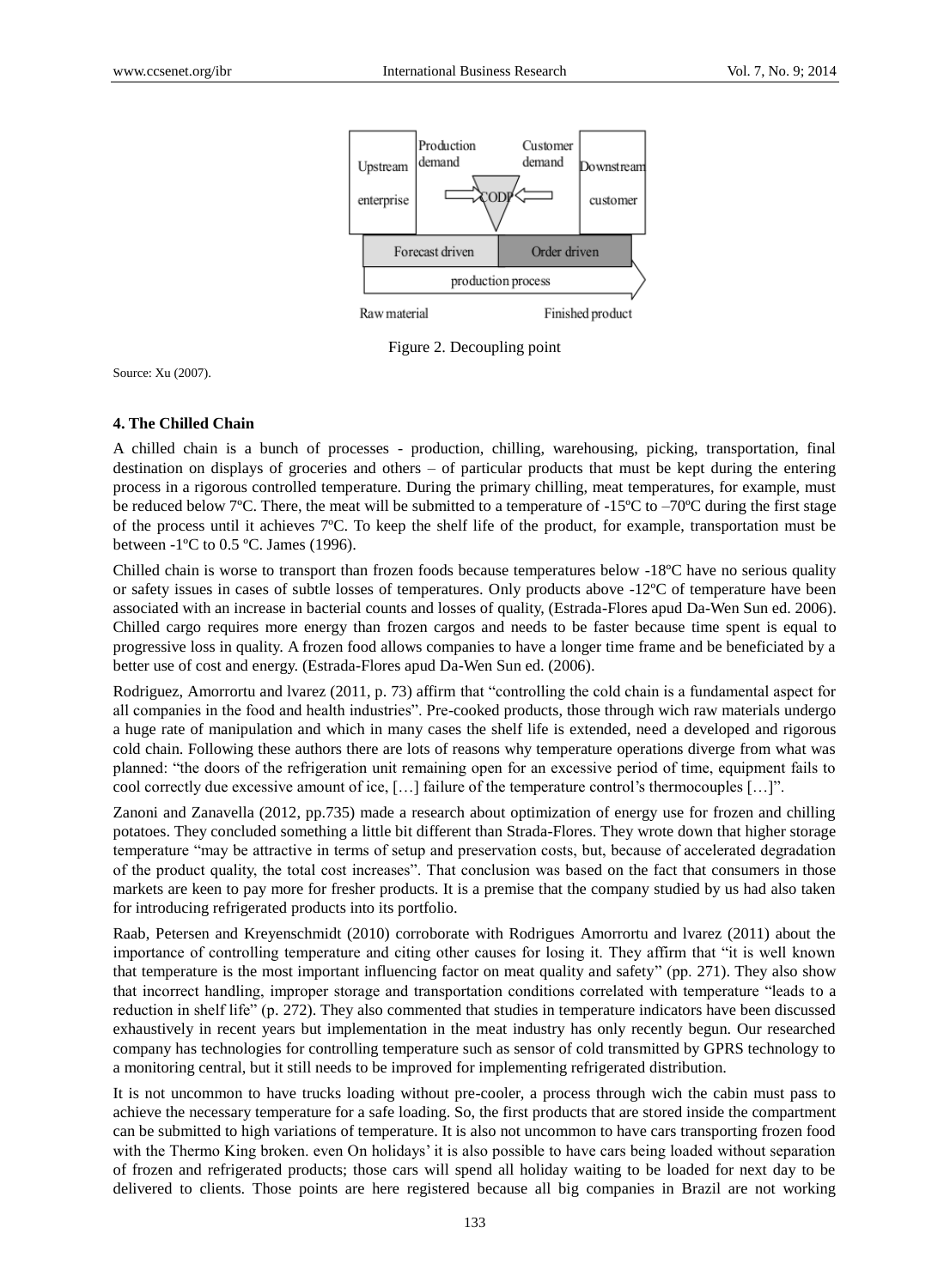Figure 2. Decoupling point

Source: Xu (2007).

### 4. The Chilled Chain

A chilled chain is a bunch of processes - production, chilling, warehousing, picking, transportation, final destination on displays of groceries and others – of particular products that must be kept during the entering process in a rigorous controlled temperature. During the primary chilling, meat temperatures, for example, must be reduced below 7ºC. There, the meat will be submitted to a temperature of -15ºC to –70ºC during the first stage of the process until it achieves 7ºC. To keep the shelf life of the product, for example, transportation must be between -1ºC to 0.5 ºC. James (1996).

Chilled chain is worse to transport than frozen foods because temperatures below -18ºC have no serious quality or safety issues in cases of subtle losses of temperatures. Only products above -12ºC of temperature have been associated with an increase in bacterial counts and losses of quality, (Estrada-Flores apud Da-Wen Sun ed. 2006). Chilled cargo requires more energy than frozen cargos and needs to be faster because time spent is equal to progressive loss in quality. A frozen food allows companies to have a longer time frame and be beneficiated by a better use of cost and energy. (Estrada-Flores apud Da-Wen Sun ed. (2006).

Rodriguez, Amorrortu and lvarez (2011, p. 73) affirm that "controlling the cold chain is a fundamental aspect for all companies in the food and health industries". Pre-cooked products, those through wich raw materials undergo a huge rate of manipulation and which in many cases the shelf life is extended, need a developed and rigorous cold chain. Following these authors there are lots of reasons why temperature operations diverge from what was planned: "the doors of the refrigeration unit remaining open for an excessive period of time, equipment fails to cool correctly due excessive amount of ice, […] failure of the temperature control's thermocouples […]".

Zanoni and Zanavella (2012, pp.735) made a research about optimization of energy use for frozen and chilling potatoes. They concluded something a little bit different than Strada-Flores. They wrote down that higher storage temperature "may be attractive in terms of setup and preservation costs, but, because of accelerated degradation of the product quality, the total cost increases". That conclusion was based on the fact that consumers in those markets are keen to pay more for fresher products. It is a premise that the company studied by us had also taken for introducing refrigerated products into its portfolio.

Raab, Petersen and Kreyenschmidt (2010) corroborate with Rodrigues Amorrortu and lvarez (2011) about the importance of controlling temperature and citing other causes for losing it. They affirm that "it is well known that temperature is the most important influencing factor on meat quality and safety" (pp. 271). They also show that incorrect handling, improper storage and transportation conditions correlated with temperature "leads to a reduction in shelf life" (p. 272). They also commented that studies in temperature indicators have been discussed exhaustively in recent years but implementation in the meat industry has only recently begun. Our researched company has technologies for controlling temperature such as sensor of cold transmitted by GPRS technology to a monitoring central, but it still needs to be improved for implementing refrigerated distribution.

It is not uncommon to have trucks loading without pre-cooler, a process through wich the cabin must pass to achieve the necessary temperature for a safe loading. So, the first products that are stored inside the compartment can be submitted to high variations of temperature. It is also not uncommon to have cars transporting frozen food with the Thermo King broken. even On holidays' it is also possible to have cars being loaded without separation of frozen and refrigerated products; those cars will spend all holiday waiting to be loaded for next day to be delivered to clients. Those points are here registered because all big companies in Brazil are not working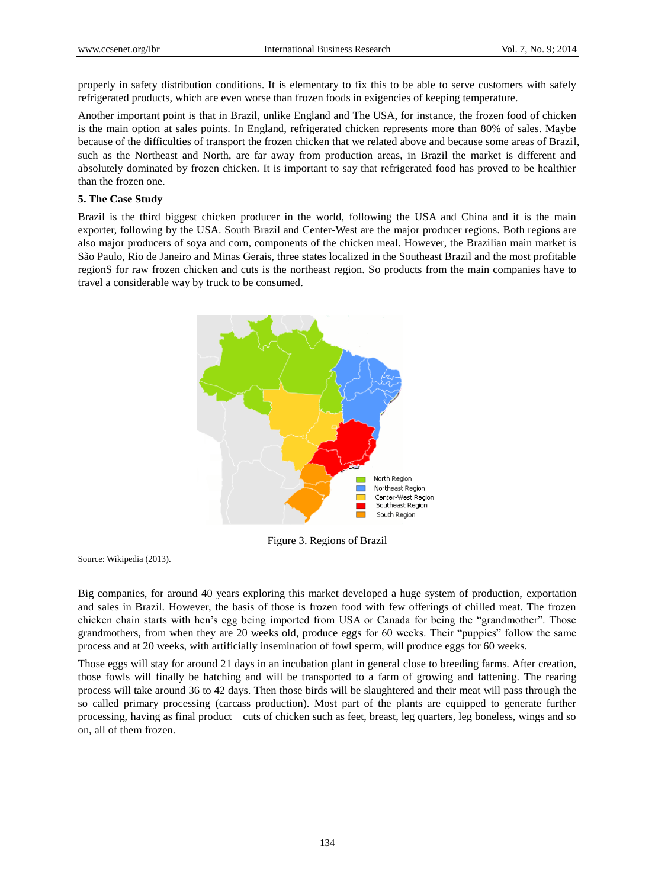properly in safety distribution conditions. It is elementary to fix this to be able to serve customers with safely refrigerated products, which are even worse than frozen foods in exigencies of keeping temperature.

Another important point is that in Brazil, unlike England and The USA, for instance, the frozen food of chicken is the main option at sales points. In England, refrigerated chicken represents more than 80% of sales. Maybe because of the difficulties of transport the frozen chicken that we related above and because some areas of Brazil, such as the Northeast and North, are far away from production areas, in Brazil the market is different and absolutely dominated by frozen chicken. It is important to say that refrigerated food has proved to be healthier than the frozen one.

**5. The Case Study**

Brazil is the third biggest chicken producer in the world, following the USA and China and it is the main exporter, following by the USA. South Brazil and Center-West are the major producer regions. Both regions are also major producers of soya and corn, components of the chicken meal. However, the Brazilian main market is São Paulo, Rio de Janeiro and Minas Gerais, three states localized in the Southeast Brazil and the most profitable regionS for raw frozen chicken and cuts is the northeast region. So products from the main companies have to travel a considerable way by truck to be consumed.

Figure 3. Regions of Brazil

Source: Wikipedia (2013).

Big companies, for around 40 years exploring this market developed a huge system of production, exportation and sales in Brazil. However, the basis of those is frozen food with few offerings of chilled meat. The frozen chicken chain starts with hen's egg being imported from USA or Canada for being the "grandmother". Those grandmothers, from when they are 20 weeks old, produce eggs for 60 weeks. Their "puppies" follow the same process and at 20 weeks, with artificially insemination of fowl sperm, will produce eggs for 60 weeks.

Those eggs will stay for around 21 days in an incubation plant in general close to breeding farms. After creation, those fowls will finally be hatching and will be transported to a farm of growing and fattening. The rearing process will take around 36 to 42 days. Then those birds will be slaughtered and their meat will pass through the so called primary processing (carcass production). Most part of the plants are equipped to generate further processing, having as final product cuts of chicken such as feet, breast, leg quarters, leg boneless, wings and so on, all of them frozen.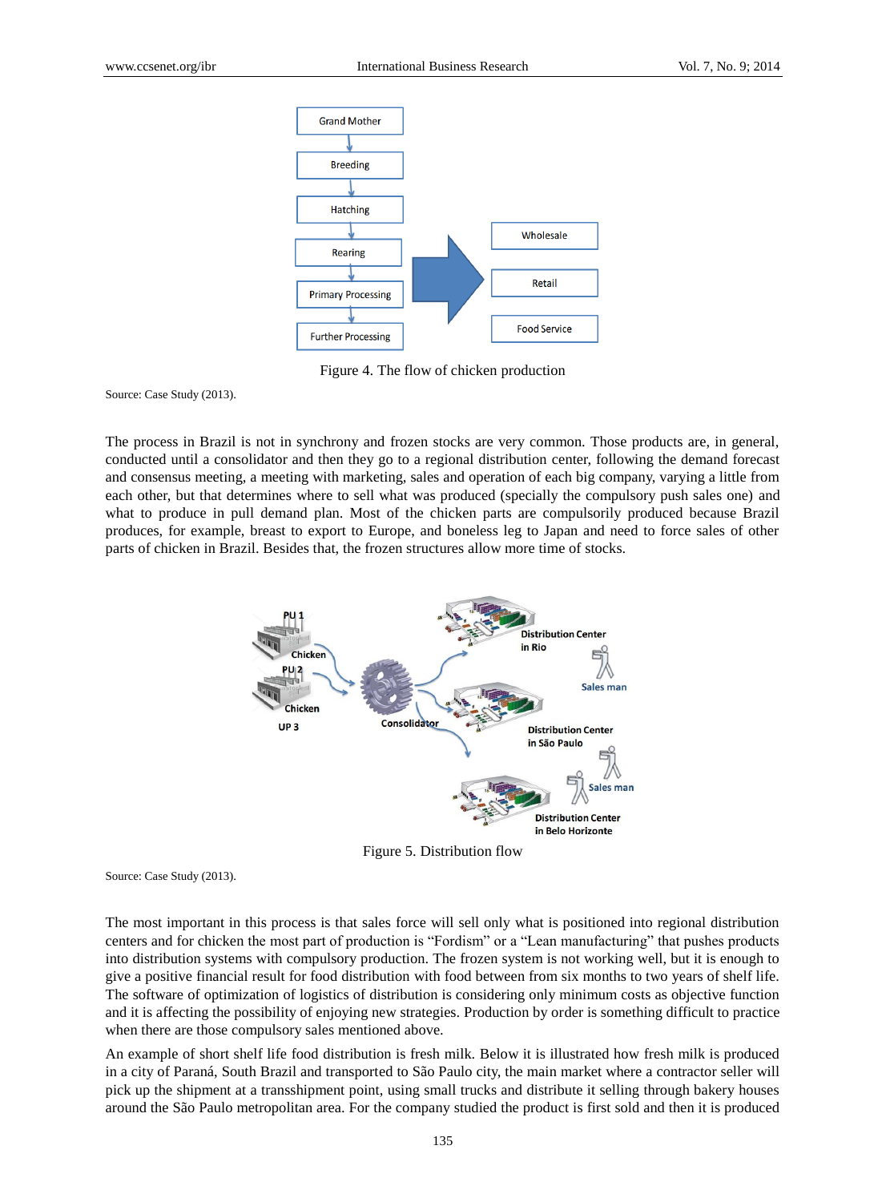Figure 4. The flow of chicken production

Source: Case Study (2013).

The process in Brazil is not in synchrony and frozen stocks are very common. Those products are, in general, conducted until a consolidator and then they go to a regional distribution center, following the demand forecast and consensus meeting, a meeting with marketing, sales and operation of each big company, varying a little from each other, but that determines where to sell what was produced (specially the compulsory push sales one) and what to produce in pull demand plan. Most of the chicken parts are compulsorily produced because Brazil produces, for example, breast to export to Europe, and boneless leg to Japan and need to force sales of other parts of chicken in Brazil. Besides that, the frozen structures allow more time of stocks.

Figure 5. Distribution flow

Source: Case Study (2013).

The most important in this process is that sales force will sell only what is positioned into regional distribution centers and for chicken the most part of production is "Fordism" or a "Lean manufacturing" that pushes products into distribution systems with compulsory production. The frozen system is not working well, but it is enough to give a positive financial result for food distribution with food between from six months to two years of shelf life. The software of optimization of logistics of distribution is considering only minimum costs as objective function and it is affecting the possibility of enjoying new strategies. Production by order is something difficult to practice when there are those compulsory sales mentioned above.

An example of short shelf life food distribution is fresh milk. Below it is illustrated how fresh milk is produced in a city of Paraná, South Brazil and transported to São Paulo city, the main market where a contractor seller will pick up the shipment at a transshipment point, using small trucks and distribute it selling through bakery houses around the São Paulo metropolitan area. For the company studied the product is first sold and then it is produced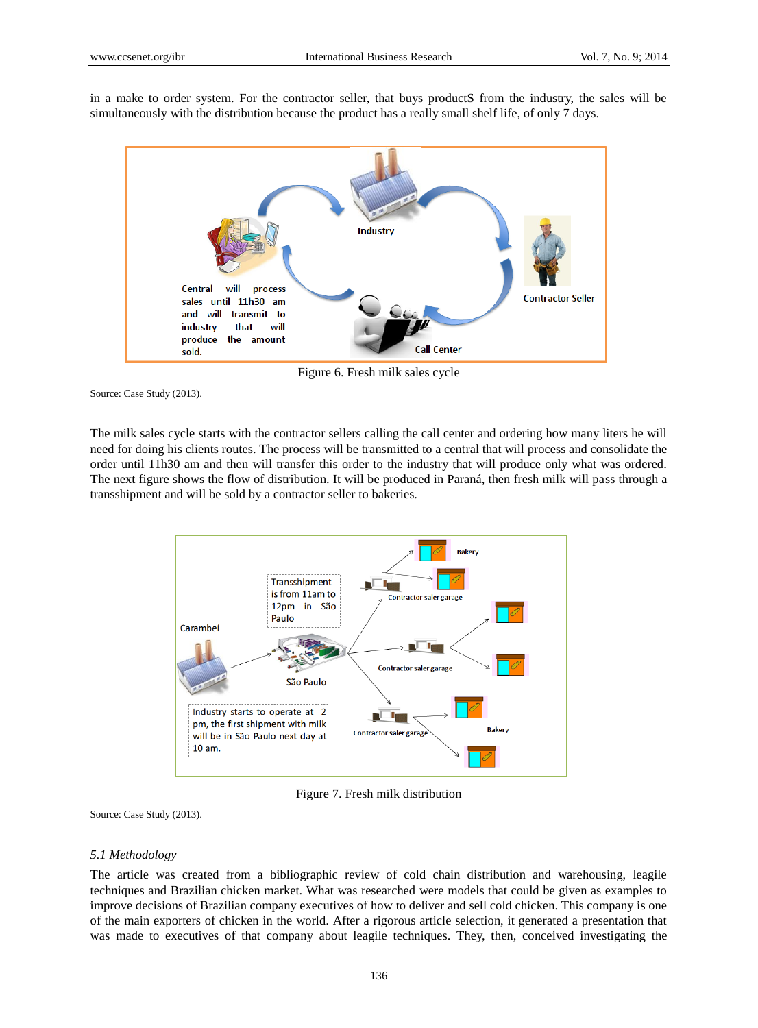in a make to order system. For the contractor seller, that buys productS from the industry, the sales will be simultaneously with the distribution because the product has a really small shelf life, of only 7 days.

Figure 6. Fresh milk sales cycle

Source: Case Study (2013).

The milk sales cycle starts with the contractor sellers calling the call center and ordering how many liters he will need for doing his clients routes. The process will be transmitted to a central that will process and consolidate the order until 11h30 am and then will transfer this order to the industry that will produce only what was ordered. The next figure shows the flow of distribution. It will be produced in Paraná, then fresh milk will pass through a transshipment and will be sold by a contractor seller to bakeries.

Figure 7. Fresh milk distribution

Source: Case Study (2013).

### 5.1 Methodology

The article was created from a bibliographic review of cold chain distribution and warehousing, leagile techniques and Brazilian chicken market. What was researched were models that could be given as examples to improve decisions of Brazilian company executives of how to deliver and sell cold chicken. This company is one of the main exporters of chicken in the world. After a rigorous article selection, it generated a presentation that was made to executives of that company about leagile techniques. They, then, conceived investigating the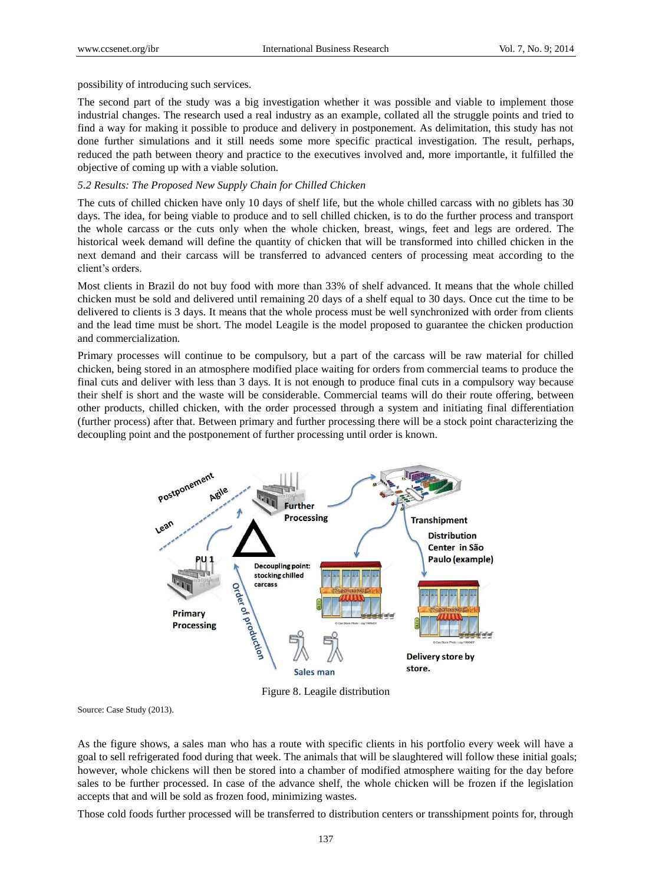possibility of introducing such services.

The second part of the study was a big investigation whether it was possible and viable to implement those industrial changes. The research used a real industry as an example, collated all the struggle points and tried to find a way for making it possible to produce and delivery in postponement. As delimitation, this study has not done further simulations and it still needs some more specific practical investigation. The result, perhaps, reduced the path between theory and practice to the executives involved and, more importantle, it fulfilled the objective of coming up with a viable solution.

*5.2 Results: The Proposed New Supply Chain for Chilled Chicken*

The cuts of chilled chicken have only 10 days of shelf life, but the whole chilled carcass with no giblets has 30 days. The idea, for being viable to produce and to sell chilled chicken, is to do the further process and transport the whole carcass or the cuts only when the whole chicken, breast, wings, feet and legs are ordered. The historical week demand will define the quantity of chicken that will be transformed into chilled chicken in the next demand and their carcass will be transferred to advanced centers of processing meat according to the client's orders.

Most clients in Brazil do not buy food with more than 33% of shelf advanced. It means that the whole chilled chicken must be sold and delivered until remaining 20 days of a shelf equal to 30 days. Once cut the time to be delivered to clients is 3 days. It means that the whole process must be well synchronized with order from clients and the lead time must be short. The model Leagile is the model proposed to guarantee the chicken production and commercialization.

Primary processes will continue to be compulsory, but a part of the carcass will be raw material for chilled chicken, being stored in an atmosphere modified place waiting for orders from commercial teams to produce the final cuts and deliver with less than 3 days. It is not enough to produce final cuts in a compulsory way because their shelf is short and the waste will be considerable. Commercial teams will do their route offering, between other products, chilled chicken, with the order processed through a system and initiating final differentiation (further process) after that. Between primary and further processing there will be a stock point characterizing the decoupling point and the postponement of further processing until order is known.

Figure 8. Leagile distribution

Source: Case Study (2013).

As the figure shows, a sales man who has a route with specific clients in his portfolio every week will have a goal to sell refrigerated food during that week. The animals that will be slaughtered will follow these initial goals; however, whole chickens will then be stored into a chamber of modified atmosphere waiting for the day before sales to be further processed. In case of the advance shelf, the whole chicken will be frozen if the legislation accepts that and will be sold as frozen food, minimizing wastes.

Those cold foods further processed will be transferred to distribution centers or transshipment points for, through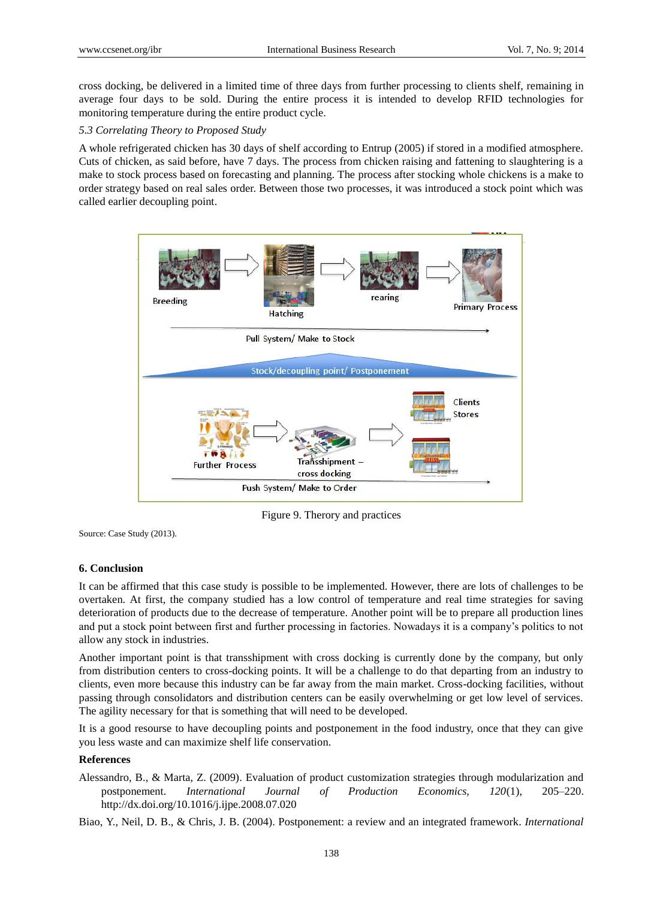cross docking, be delivered in a limited time of three days from further processing to clients shelf, remaining in average four days to be sold. During the entire process it is intended to develop RFID technologies for monitoring temperature during the entire product cycle.

### *5.3 Correlating Theory to Proposed Study*

A whole refrigerated chicken has 30 days of shelf according to Entrup (2005) if stored in a modified atmosphere. Cuts of chicken, as said before, have 7 days. The process from chicken raising and fattening to slaughtering is a make to stock process based on forecasting and planning. The process after stocking whole chickens is a make to order strategy based on real sales order. Between those two processes, it was introduced a stock point which was called earlier decoupling point.

Breeding → Hatching → rearing → Primary Process

Pull System/ Make to Stock

Stock/decoupling point/ Postponement

Further Process → Transshipment – cross docking → Clients Stores

Push System/ Make to Order

Figure 9. Therory and practices

Source: Case Study (2013).

## 6. Conclusion

It can be affirmed that this case study is possible to be implemented. However, there are lots of challenges to be overtaken. At first, the company studied has a low control of temperature and real time strategies for saving deterioration of products due to the decrease of temperature. Another point will be to prepare all production lines and put a stock point between first and further processing in factories. Nowadays it is a company's politics to not allow any stock in industries.

Another important point is that transshipment with cross docking is currently done by the company, but only from distribution centers to cross-docking points. It will be a challenge to do that departing from an industry to clients, even more because this industry can be far away from the main market. Cross-docking facilities, without passing through consolidators and distribution centers can be easily overwhelming or get low level of services. The agility necessary for that is something that will need to be developed.

It is a good resourse to have decoupling points and postponement in the food industry, once that they can give you less waste and can maximize shelf life conservation.

## References

Alessandro, B., & Marta, Z. (2009). Evaluation of product customization strategies through modularization and postponement. *International Journal of Production Economics, 120*(1), 205–220. http://dx.doi.org/10.1016/j.ijpe.2008.07.020

Biao, Y., Neil, D. B., & Chris, J. B. (2004). Postponement: a review and an integrated framework. *International*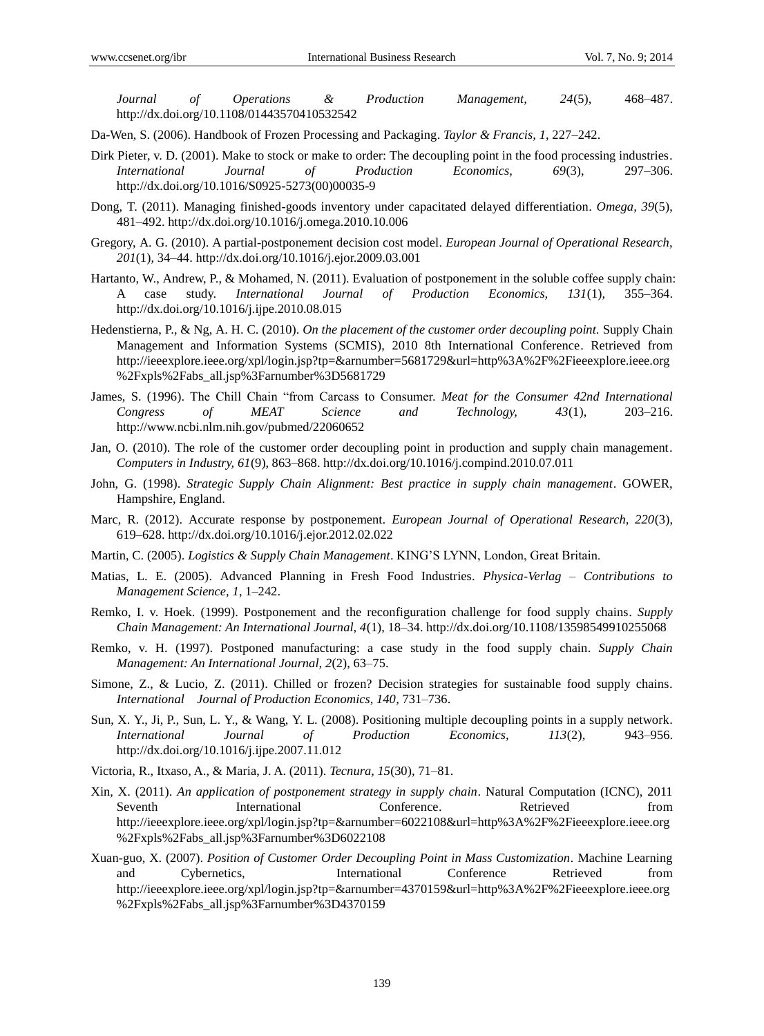*Journal of Operations & Production Management, 24*(5), 468–487. http://dx.doi.org/10.1108/01443570410532542

Da-Wen, S. (2006). Handbook of Frozen Processing and Packaging. *Taylor & Francis, 1*, 227–242.

Dirk Pieter, v. D. (2001). Make to stock or make to order: The decoupling point in the food processing industries. *International Journal of Production Economics, 69*(3), 297–306. http://dx.doi.org/10.1016/S0925-5273(00)00035-9

Dong, T. (2011). Managing finished-goods inventory under capacitated delayed differentiation. *Omega, 39*(5), 481–492. http://dx.doi.org/10.1016/j.omega.2010.10.006

Gregory, A. G. (2010). A partial-postponement decision cost model. *European Journal of Operational Research, 201*(1), 34–44. http://dx.doi.org/10.1016/j.ejor.2009.03.001

Hartanto, W., Andrew, P., & Mohamed, N. (2011). Evaluation of postponement in the soluble coffee supply chain: A case study. *International Journal of Production Economics, 131*(1), 355–364. http://dx.doi.org/10.1016/j.ijpe.2010.08.015

Hedenstierna, P., & Ng, A. H. C. (2010). *On the placement of the customer order decoupling point.* Supply Chain Management and Information Systems (SCMIS), 2010 8th International Conference. Retrieved from http://ieeexplore.ieee.org/xpl/login.jsp?tp=&arnumber=5681729&url=http%3A%2F%2Fieeexplore.ieee.org%2Fxpls%2Fabs_all.jsp%3Farnumber%3D5681729

James, S. (1996). The Chill Chain "from Carcass to Consumer. *Meat for the Consumer 42nd International Congress of MEAT Science and Technology, 43*(1), 203–216. http://www.ncbi.nlm.nih.gov/pubmed/22060652

Jan, O. (2010). The role of the customer order decoupling point in production and supply chain management. *Computers in Industry, 61*(9), 863–868. http://dx.doi.org/10.1016/j.compind.2010.07.011

John, G. (1998). *Strategic Supply Chain Alignment: Best practice in supply chain management*. GOWER, Hampshire, England.

Marc, R. (2012). Accurate response by postponement. *European Journal of Operational Research, 220*(3), 619–628. http://dx.doi.org/10.1016/j.ejor.2012.02.022

Martin, C. (2005). *Logistics & Supply Chain Management*. KING'S LYNN, London, Great Britain.

Matias, L. E. (2005). Advanced Planning in Fresh Food Industries. *Physica-Verlag – Contributions to Management Science, 1*, 1–242.

Remko, I. v. Hoek. (1999). Postponement and the reconfiguration challenge for food supply chains. *Supply Chain Management: An International Journal, 4*(1), 18–34. http://dx.doi.org/10.1108/13598549910255068

Remko, v. H. (1997). Postponed manufacturing: a case study in the food supply chain. *Supply Chain Management: An International Journal, 2*(2), 63–75.

Simone, Z., & Lucio, Z. (2011). Chilled or frozen? Decision strategies for sustainable food supply chains. *International Journal of Production Economics, 140*, 731–736.

Sun, X. Y., Ji, P., Sun, L. Y., & Wang, Y. L. (2008). Positioning multiple decoupling points in a supply network. *International Journal of Production Economics, 113*(2), 943–956. http://dx.doi.org/10.1016/j.ijpe.2007.11.012

Victoria, R., Itxaso, A., & Maria, J. A. (2011). *Tecnura, 15*(30), 71–81.

Xin, X. (2011). *An application of postponement strategy in supply chain*. Natural Computation (ICNC), 2011 Seventh International Conference. Retrieved from http://ieeexplore.ieee.org/xpl/login.jsp?tp=&arnumber=6022108&url=http%3A%2F%2Fieeexplore.ieee.org%2Fxpls%2Fabs_all.jsp%3Farnumber%3D6022108

Xuan-guo, X. (2007). *Position of Customer Order Decoupling Point in Mass Customization*. Machine Learning and Cybernetics, International Conference Retrieved from http://ieeexplore.ieee.org/xpl/login.jsp?tp=&arnumber=4370159&url=http%3A%2F%2Fieeexplore.ieee.org%2Fxpls%2Fabs_all.jsp%3Farnumber%3D4370159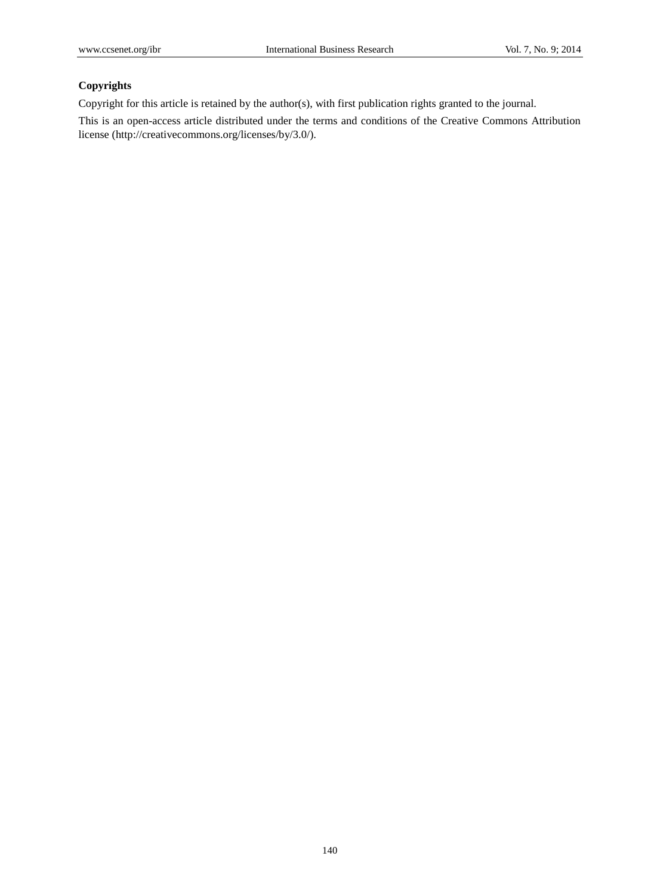**Copyrights**

Copyright for this article is retained by the author(s), with first publication rights granted to the journal.

This is an open-access article distributed under the terms and conditions of the Creative Commons Attribution license (http://creativecommons.org/licenses/by/3.0/).